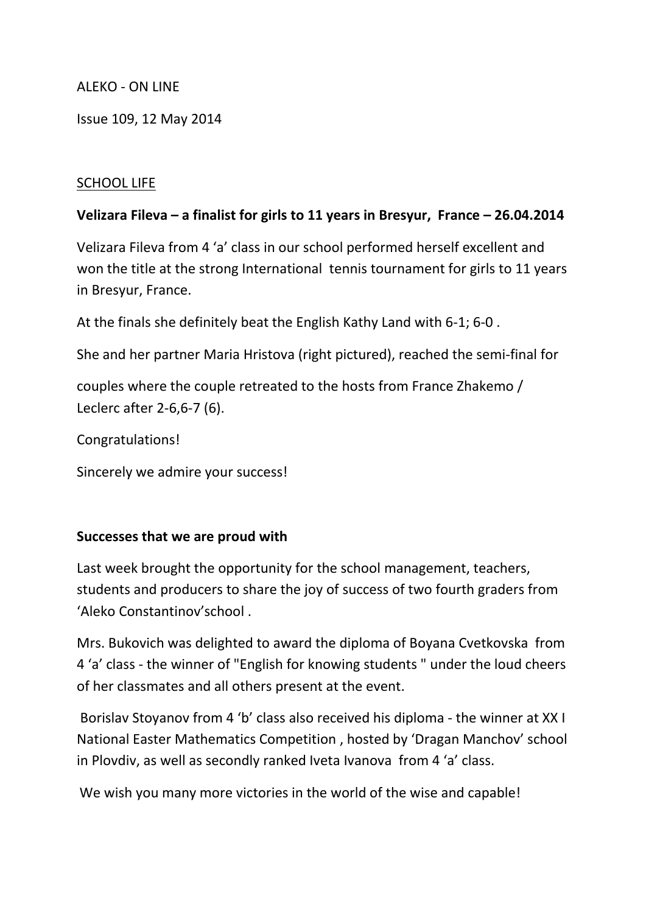ALEKO - ON LINE

Issue 109, 12 May 2014

## SCHOOL LIFE

**Velizara Fileva – a finalist for girls to 11 years in Bresyur, France – 26.04.2014**

Velizara Fileva from 4 'a' class in our school performed herself excellent and won the title at the strong International tennis tournament for girls to 11 years in Bresyur, France.

At the finals she definitely beat the English Kathy Land with 6-1; 6-0 .

She and her partner Maria Hristova (right pictured), reached the semi-final for

couples where the couple retreated to the hosts from France Zhakemo / Leclerc after 2-6,6-7 (6).

Congratulations!

Sincerely we admire your success!

**Successes that we are proud with**

Last week brought the opportunity for the school management, teachers, students and producers to share the joy of success of two fourth graders from 'Aleko Constantinov'school .

Mrs. Bukovich was delighted to award the diploma of Boyana Cvetkovska from 4 'a' class - the winner of "English for knowing students " under the loud cheers of her classmates and all others present at the event.

Borislav Stoyanov from 4 'b' class also received his diploma - the winner at XX I National Easter Mathematics Competition , hosted by 'Dragan Manchov' school in Plovdiv, as well as secondly ranked Iveta Ivanova from 4 'a' class.

We wish you many more victories in the world of the wise and capable!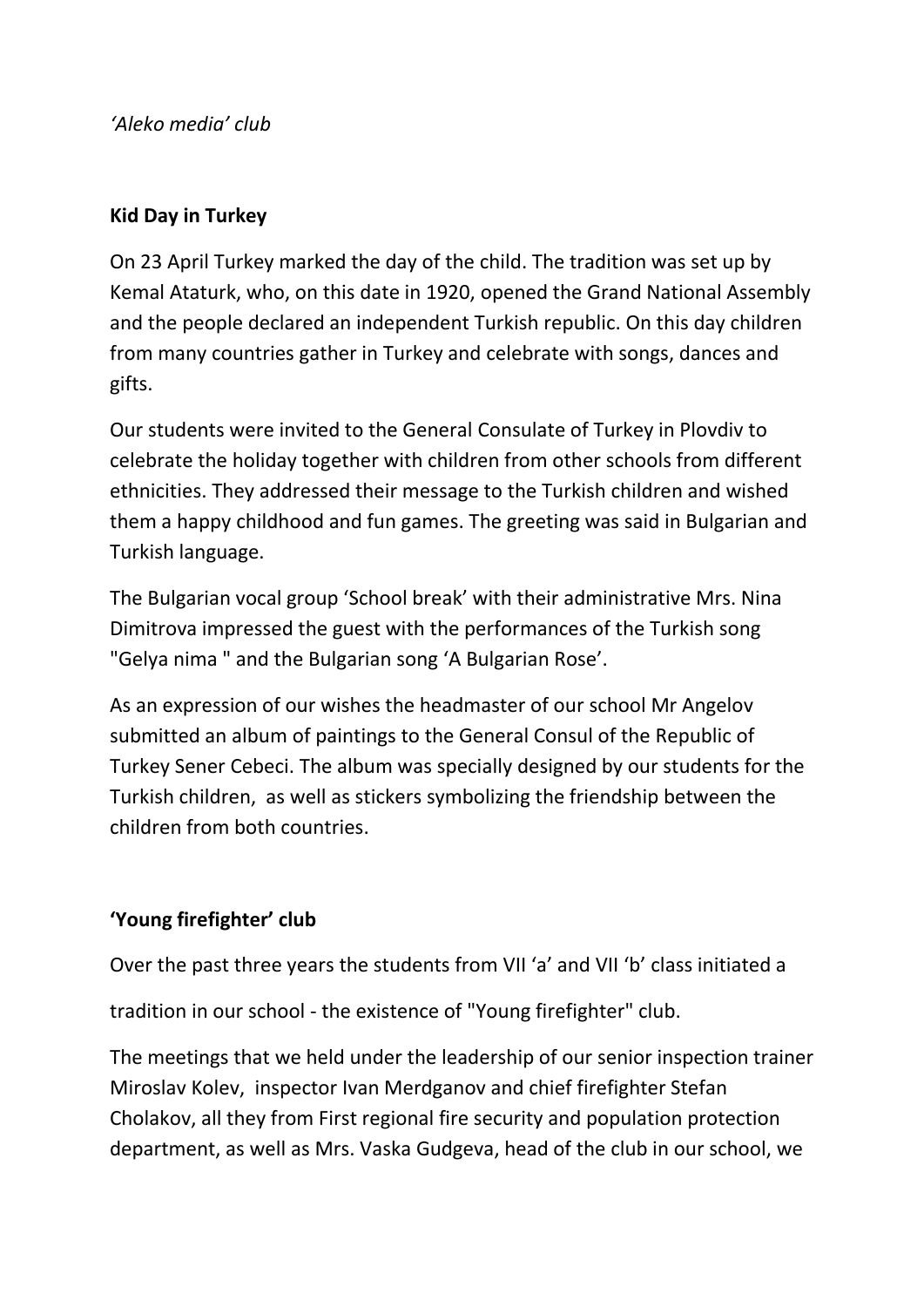*'Aleko media' club*

**Kid Day in Turkey**

On 23 April Turkey marked the day of the child. The tradition was set up by Kemal Ataturk, who, on this date in 1920, opened the Grand National Assembly and the people declared an independent Turkish republic. On this day children from many countries gather in Turkey and celebrate with songs, dances and gifts.

Our students were invited to the General Consulate of Turkey in Plovdiv to celebrate the holiday together with children from other schools from different ethnicities. They addressed their message to the Turkish children and wished them a happy childhood and fun games. The greeting was said in Bulgarian and Turkish language.

The Bulgarian vocal group 'School break' with their administrative Mrs. Nina Dimitrova impressed the guest with the performances of the Turkish song "Gelya nima " and the Bulgarian song 'A Bulgarian Rose'.

As an expression of our wishes the headmaster of our school Mr Angelov submitted an album of paintings to the General Consul of the Republic of Turkey Sener Cebeci. The album was specially designed by our students for the Turkish children, as well as stickers symbolizing the friendship between the children from both countries.

**'Young firefighter' club**

Over the past three years the students from VII 'a' and VII 'b' class initiated a tradition in our school - the existence of "Young firefighter" club.

The meetings that we held under the leadership of our senior inspection trainer Miroslav Kolev, inspector Ivan Merdganov and chief firefighter Stefan Cholakov, all they from First regional fire security and population protection department, as well as Mrs. Vaska Gudgeva, head of the club in our school, we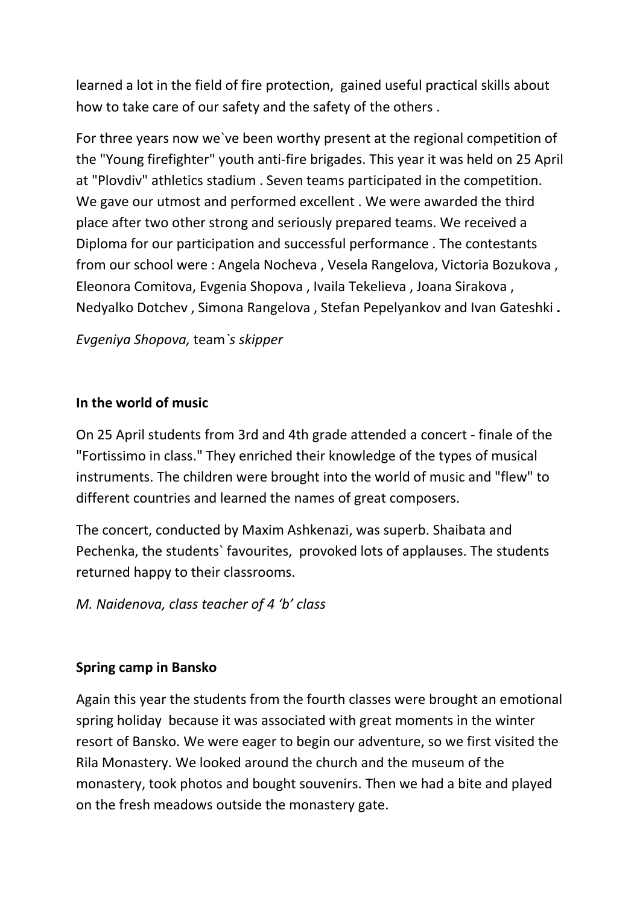learned a lot in the field of fire protection, gained useful practical skills about how to take care of our safety and the safety of the others .

For three years now we`ve been worthy present at the regional competition of the "Young firefighter" youth anti-fire brigades. This year it was held on 25 April at "Plovdiv" athletics stadium . Seven teams participated in the competition. We gave our utmost and performed excellent . We were awarded the third place after two other strong and seriously prepared teams. We received a Diploma for our participation and successful performance . The contestants from our school were : Angela Nocheva , Vesela Rangelova, Victoria Bozukova , Eleonora Comitova, Evgenia Shopova , Ivaila Tekelieva , Joana Sirakova , Nedyalko Dotchev , Simona Rangelova , Stefan Pepelyankov and Ivan Gateshki **.**

*Evgeniya Shopova,* team*`s skipper*

**In the world of music**

On 25 April students from 3rd and 4th grade attended a concert - finale of the "Fortissimo in class." They enriched their knowledge of the types of musical instruments. The children were brought into the world of music and "flew" to different countries and learned the names of great composers.

The concert, conducted by Maxim Ashkenazi, was superb. Shaibata and Pechenka, the students` favourites, provoked lots of applauses. The students returned happy to their classrooms.

*M. Naidenova, class teacher of 4 'b' class*

**Spring camp in Bansko**

Again this year the students from the fourth classes were brought an emotional spring holiday because it was associated with great moments in the winter resort of Bansko. We were eager to begin our adventure, so we first visited the Rila Monastery. We looked around the church and the museum of the monastery, took photos and bought souvenirs. Then we had a bite and played on the fresh meadows outside the monastery gate.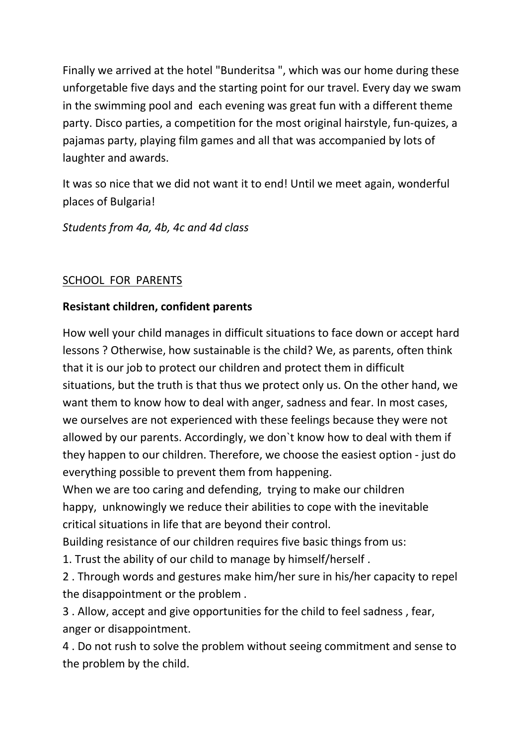Finally we arrived at the hotel "Bunderitsa ", which was our home during these unforgetable five days and the starting point for our travel. Every day we swam in the swimming pool and each evening was great fun with a different theme party. Disco parties, a competition for the most original hairstyle, fun-quizes, a pajamas party, playing film games and all that was accompanied by lots of laughter and awards.

It was so nice that we did not want it to end! Until we meet again, wonderful places of Bulgaria!

*Students from 4a, 4b, 4c and 4d class*

<u>SCHOOL FOR PARENTS</u>

**Resistant children, confident parents**

How well your child manages in difficult situations to face down or accept hard lessons ? Otherwise, how sustainable is the child? We, as parents, often think that it is our job to protect our children and protect them in difficult situations, but the truth is that thus we protect only us. On the other hand, we want them to know how to deal with anger, sadness and fear. In most cases, we ourselves are not experienced with these feelings because they were not allowed by our parents. Accordingly, we don`t know how to deal with them if they happen to our children. Therefore, we choose the easiest option - just do everything possible to prevent them from happening.

When we are too caring and defending, trying to make our children happy, unknowingly we reduce their abilities to cope with the inevitable critical situations in life that are beyond their control.

Building resistance of our children requires five basic things from us:

1. Trust the ability of our child to manage by himself/herself .
2. Through words and gestures make him/her sure in his/her capacity to repel the disappointment or the problem .
3. Allow, accept and give opportunities for the child to feel sadness , fear, anger or disappointment.
4. Do not rush to solve the problem without seeing commitment and sense to the problem by the child.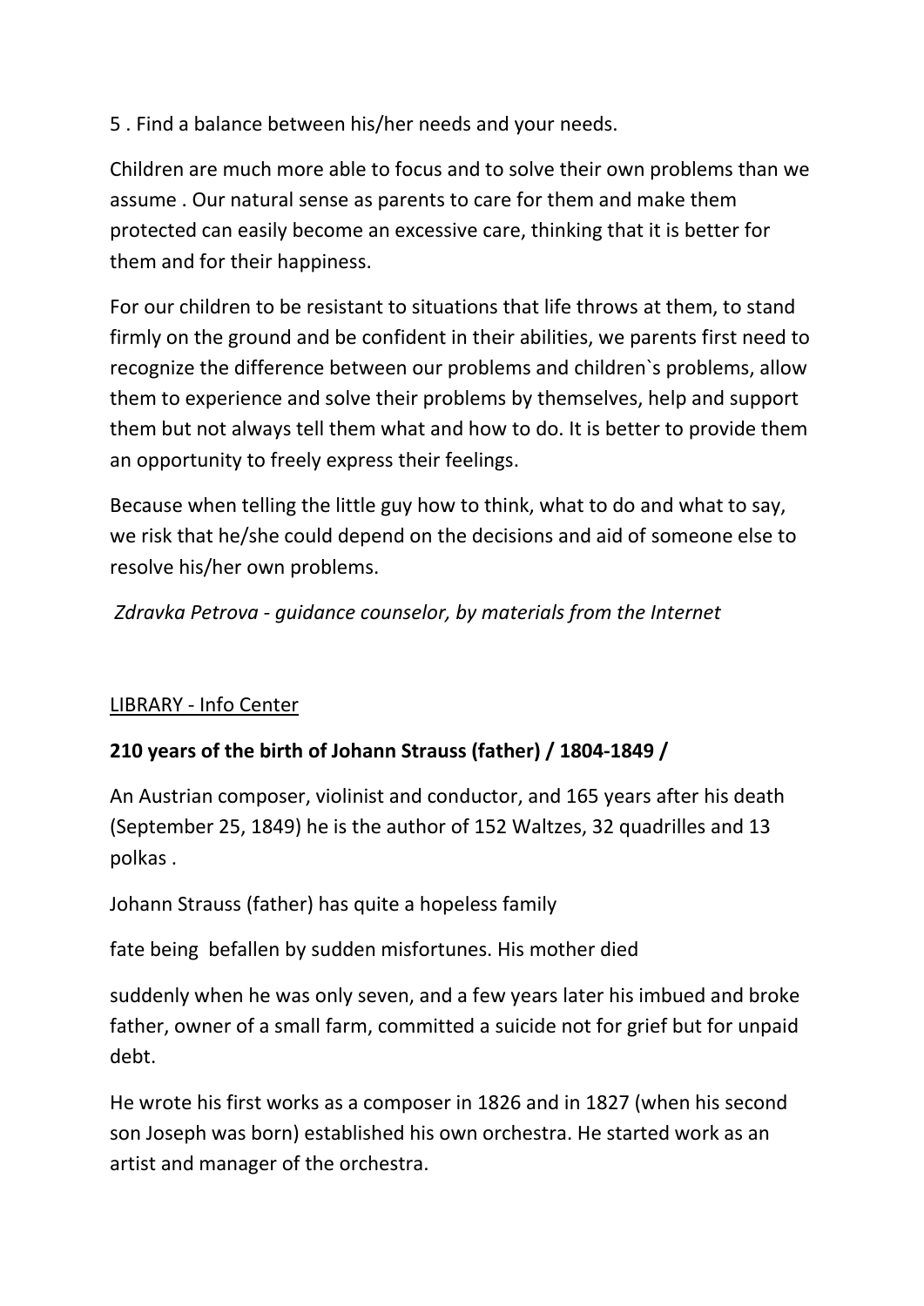5 . Find a balance between his/her needs and your needs.

Children are much more able to focus and to solve their own problems than we assume . Our natural sense as parents to care for them and make them protected can easily become an excessive care, thinking that it is better for them and for their happiness.

For our children to be resistant to situations that life throws at them, to stand firmly on the ground and be confident in their abilities, we parents first need to recognize the difference between our problems and children`s problems, allow them to experience and solve their problems by themselves, help and support them but not always tell them what and how to do. It is better to provide them an opportunity to freely express their feelings.

Because when telling the little guy how to think, what to do and what to say, we risk that he/she could depend on the decisions and aid of someone else to resolve his/her own problems.

*Zdravka Petrova - guidance counselor, by materials from the Internet*

<u>LIBRARY - Info Center</u>

**210 years of the birth of Johann Strauss (father) / 1804-1849 /**

An Austrian composer, violinist and conductor, and 165 years after his death (September 25, 1849) he is the author of 152 Waltzes, 32 quadrilles and 13 polkas .

Johann Strauss (father) has quite a hopeless family

fate being befallen by sudden misfortunes. His mother died

suddenly when he was only seven, and a few years later his imbued and broke father, owner of a small farm, committed a suicide not for grief but for unpaid debt.

He wrote his first works as a composer in 1826 and in 1827 (when his second son Joseph was born) established his own orchestra. He started work as an artist and manager of the orchestra.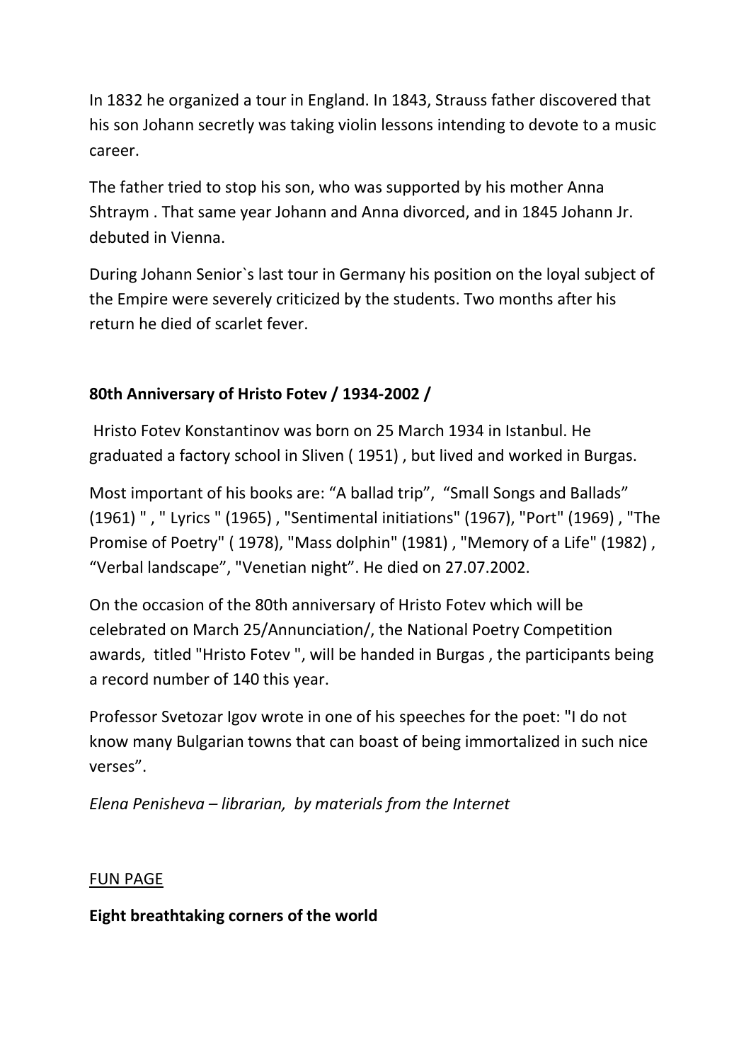In 1832 he organized a tour in England. In 1843, Strauss father discovered that his son Johann secretly was taking violin lessons intending to devote to a music career.

The father tried to stop his son, who was supported by his mother Anna Shtraym . That same year Johann and Anna divorced, and in 1845 Johann Jr. debuted in Vienna.

During Johann Senior`s last tour in Germany his position on the loyal subject of the Empire were severely criticized by the students. Two months after his return he died of scarlet fever.

**80th Anniversary of Hristo Fotev / 1934-2002 /**

Hristo Fotev Konstantinov was born on 25 March 1934 in Istanbul. He graduated a factory school in Sliven ( 1951) , but lived and worked in Burgas.

Most important of his books are: “A ballad trip”, “Small Songs and Ballads” (1961) " , " Lyrics " (1965) , "Sentimental initiations" (1967), "Port" (1969) , "The Promise of Poetry" ( 1978), "Mass dolphin" (1981) , "Memory of a Life" (1982) , “Verbal landscape”, "Venetian night”. He died on 27.07.2002.

On the occasion of the 80th anniversary of Hristo Fotev which will be celebrated on March 25/Annunciation/, the National Poetry Competition awards, titled "Hristo Fotev ", will be handed in Burgas , the participants being a record number of 140 this year.

Professor Svetozar Igov wrote in one of his speeches for the poet: "I do not know many Bulgarian towns that can boast of being immortalized in such nice verses”.

*Elena Penisheva – librarian, by materials from the Internet*

<u>FUN PAGE</u>

**Eight breathtaking corners of the world**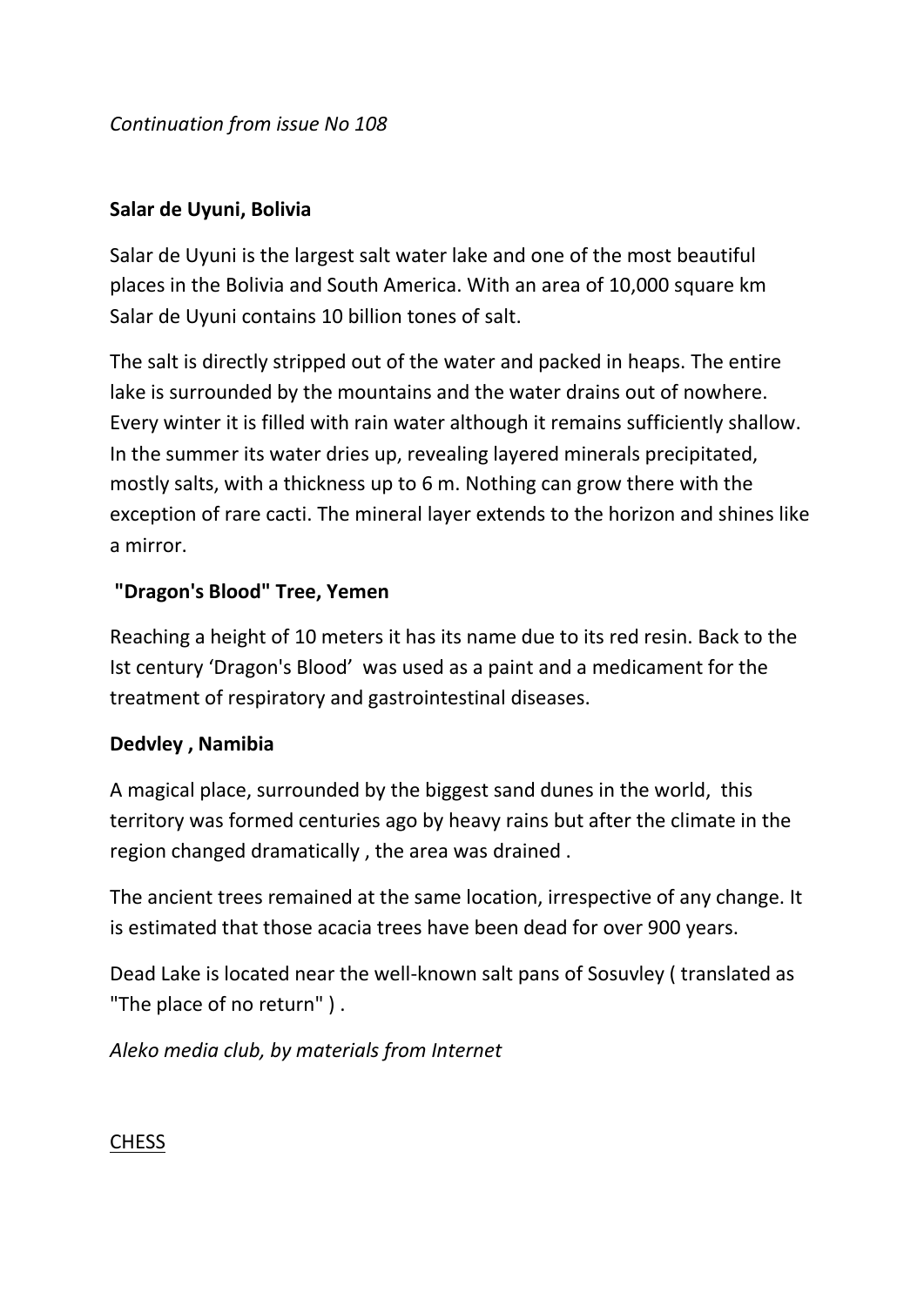*Continuation from issue No 108*

**Salar de Uyuni, Bolivia**

Salar de Uyuni is the largest salt water lake and one of the most beautiful places in the Bolivia and South America. With an area of 10,000 square km Salar de Uyuni contains 10 billion tones of salt.

The salt is directly stripped out of the water and packed in heaps. The entire lake is surrounded by the mountains and the water drains out of nowhere. Every winter it is filled with rain water although it remains sufficiently shallow. In the summer its water dries up, revealing layered minerals precipitated, mostly salts, with a thickness up to 6 m. Nothing can grow there with the exception of rare cacti. The mineral layer extends to the horizon and shines like a mirror.

**"Dragon's Blood" Tree, Yemen**

Reaching a height of 10 meters it has its name due to its red resin. Back to the Ist century 'Dragon's Blood' was used as a paint and a medicament for the treatment of respiratory and gastrointestinal diseases.

**Dedvley , Namibia**

A magical place, surrounded by the biggest sand dunes in the world, this territory was formed centuries ago by heavy rains but after the climate in the region changed dramatically , the area was drained .

The ancient trees remained at the same location, irrespective of any change. It is estimated that those acacia trees have been dead for over 900 years.

Dead Lake is located near the well-known salt pans of Sosuvley ( translated as "The place of no return" ) .

*Aleko media club, by materials from Internet*

<u>CHESS</u>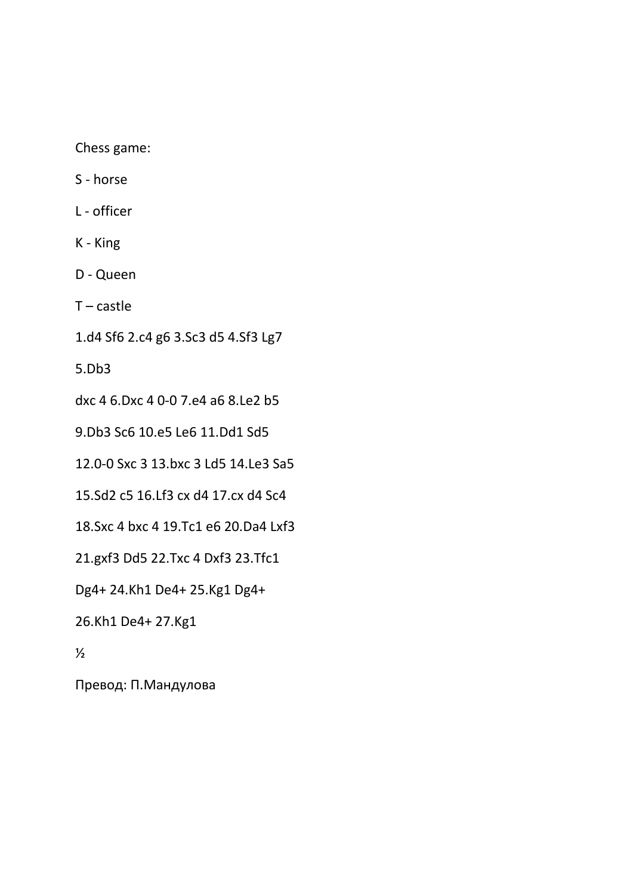Chess game:

S - horse

L - officer

K - King

D - Queen

T – castle

1.d4 Sf6 2.c4 g6 3.Sc3 d5 4.Sf3 Lg7

5.Db3

dxc 4 6.Dxc 4 0-0 7.e4 a6 8.Le2 b5

9.Db3 Sc6 10.e5 Le6 11.Dd1 Sd5

12.0-0 Sxc 3 13.bxc 3 Ld5 14.Le3 Sa5

15.Sd2 c5 16.Lf3 cx d4 17.cx d4 Sc4

18.Sxc 4 bxc 4 19.Tc1 e6 20.Da4 Lxf3

21.gxf3 Dd5 22.Txc 4 Dxf3 23.Tfc1

Dg4+ 24.Kh1 De4+ 25.Kg1 Dg4+

26.Kh1 De4+ 27.Kg1

½

Превод: П.Мандулова